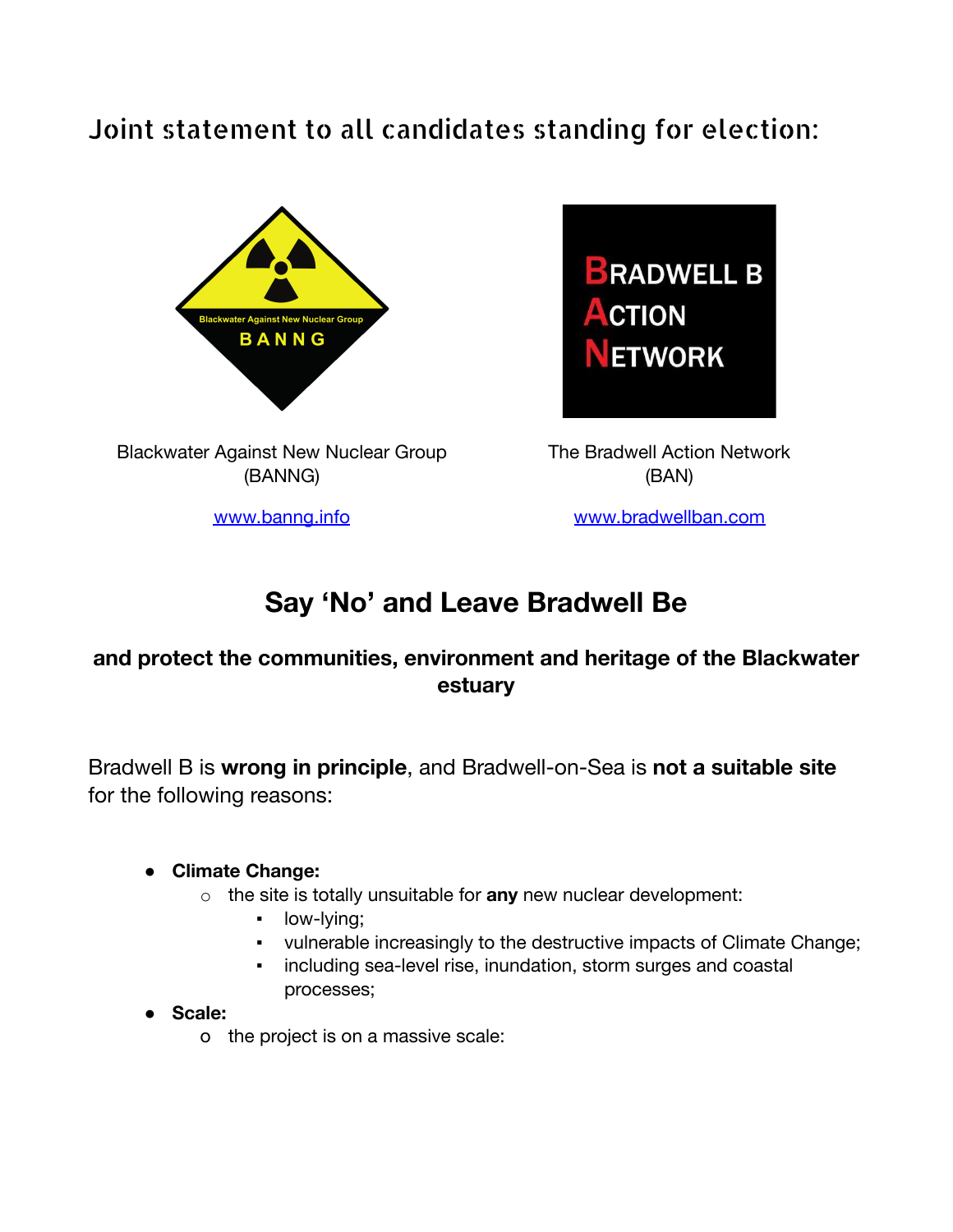# Joint statement to all candidates standing for election:

Blackwater Against New Nuclear Group (BANNG)

www.banng.info

The Bradwell Action Network (BAN)

www.bradwellban.com

## Say 'No' and Leave Bradwell Be

### and protect the communities, environment and heritage of the Blackwater estuary

Bradwell B is **wrong in principle**, and Bradwell-on-Sea is **not a suitable site** for the following reasons:

- **Climate Change:**
  - the site is totally unsuitable for **any** new nuclear development:
    - low-lying;
    - vulnerable increasingly to the destructive impacts of Climate Change;
    - including sea-level rise, inundation, storm surges and coastal processes;
- **Scale:**
  - the project is on a massive scale: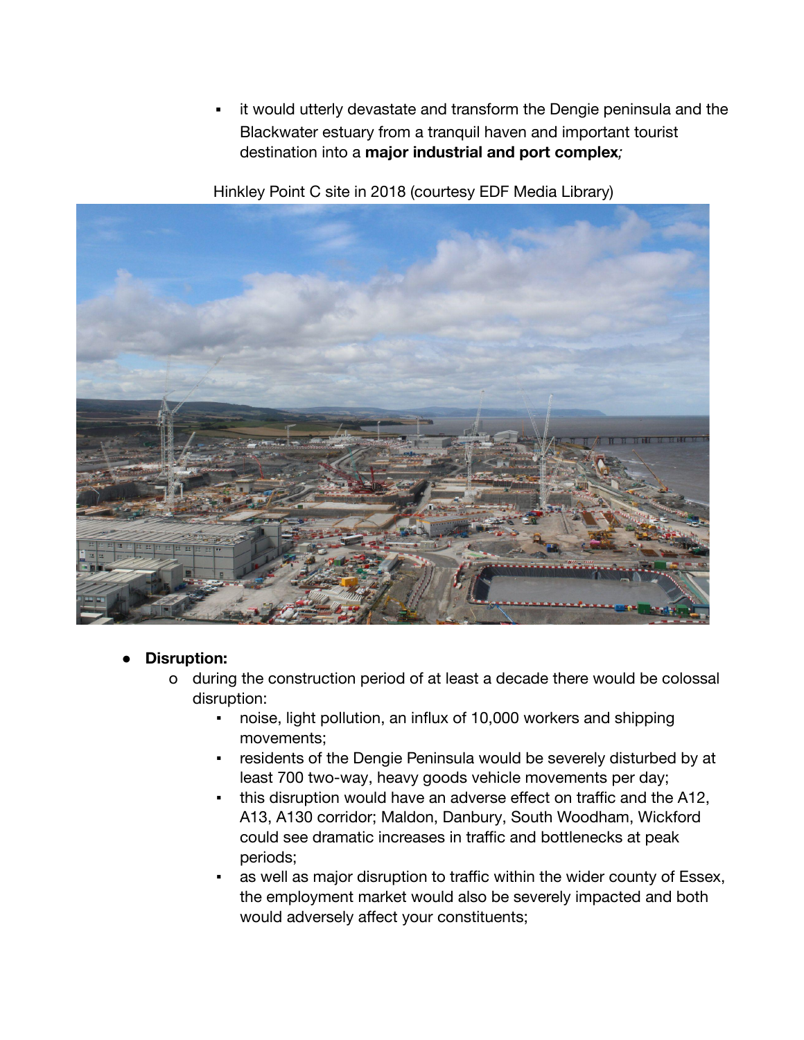- it would utterly devastate and transform the Dengie peninsula and the Blackwater estuary from a tranquil haven and important tourist destination into a **major industrial and port complex***;*

Hinkley Point C site in 2018 (courtesy EDF Media Library)

- **Disruption:**
  - during the construction period of at least a decade there would be colossal disruption:
    - noise, light pollution, an influx of 10,000 workers and shipping movements;
    - residents of the Dengie Peninsula would be severely disturbed by at least 700 two-way, heavy goods vehicle movements per day;
    - this disruption would have an adverse effect on traffic and the A12, A13, A130 corridor; Maldon, Danbury, South Woodham, Wickford could see dramatic increases in traffic and bottlenecks at peak periods;
    - as well as major disruption to traffic within the wider county of Essex, the employment market would also be severely impacted and both would adversely affect your constituents;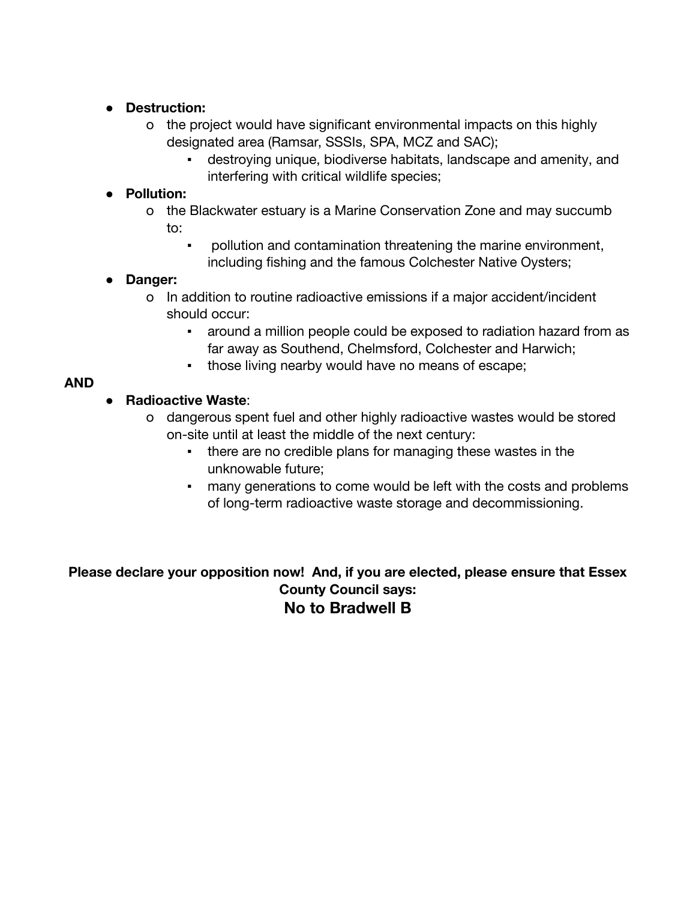- **Destruction:**
    - the project would have significant environmental impacts on this highly designated area (Ramsar, SSSIs, SPA, MCZ and SAC);
        - destroying unique, biodiverse habitats, landscape and amenity, and interfering with critical wildlife species;
- **Pollution:**
    - the Blackwater estuary is a Marine Conservation Zone and may succumb to:
        - pollution and contamination threatening the marine environment, including fishing and the famous Colchester Native Oysters;
- **Danger:**
    - In addition to routine radioactive emissions if a major accident/incident should occur:
        - around a million people could be exposed to radiation hazard from as far away as Southend, Chelmsford, Colchester and Harwich;
        - those living nearby would have no means of escape;

**AND**

- **Radioactive Waste**:
    - dangerous spent fuel and other highly radioactive wastes would be stored on-site until at least the middle of the next century:
        - there are no credible plans for managing these wastes in the unknowable future;
        - many generations to come would be left with the costs and problems of long-term radioactive waste storage and decommissioning.

**Please declare your opposition now! And, if you are elected, please ensure that Essex County Council says:**

## No to Bradwell B